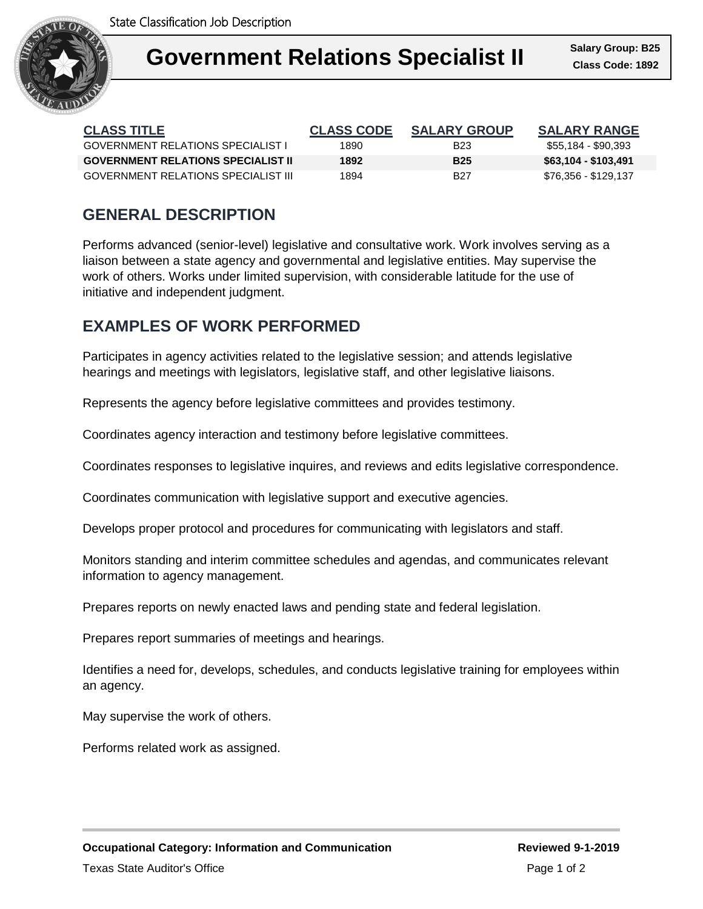State Classification Job Description

# Government Relations Specialist II

**Salary Group: B25**
**Class Code: 1892**

| CLASS TITLE | CLASS CODE | SALARY GROUP | SALARY RANGE |
|---|---|---|---|
| GOVERNMENT RELATIONS SPECIALIST I | 1890 | B23 | $55,184 - $90,393 |
| **GOVERNMENT RELATIONS SPECIALIST II** | **1892** | **B25** | **$63,104 - $103,491** |
| GOVERNMENT RELATIONS SPECIALIST III | 1894 | B27 | $76,356 - $129,137 |

## GENERAL DESCRIPTION

Performs advanced (senior-level) legislative and consultative work. Work involves serving as a liaison between a state agency and governmental and legislative entities. May supervise the work of others. Works under limited supervision, with considerable latitude for the use of initiative and independent judgment.

## EXAMPLES OF WORK PERFORMED

Participates in agency activities related to the legislative session; and attends legislative hearings and meetings with legislators, legislative staff, and other legislative liaisons.

Represents the agency before legislative committees and provides testimony.

Coordinates agency interaction and testimony before legislative committees.

Coordinates responses to legislative inquires, and reviews and edits legislative correspondence.

Coordinates communication with legislative support and executive agencies.

Develops proper protocol and procedures for communicating with legislators and staff.

Monitors standing and interim committee schedules and agendas, and communicates relevant information to agency management.

Prepares reports on newly enacted laws and pending state and federal legislation.

Prepares report summaries of meetings and hearings.

Identifies a need for, develops, schedules, and conducts legislative training for employees within an agency.

May supervise the work of others.

Performs related work as assigned.

**Occupational Category: Information and Communication** **Reviewed 9-1-2019**

Texas State Auditor's Office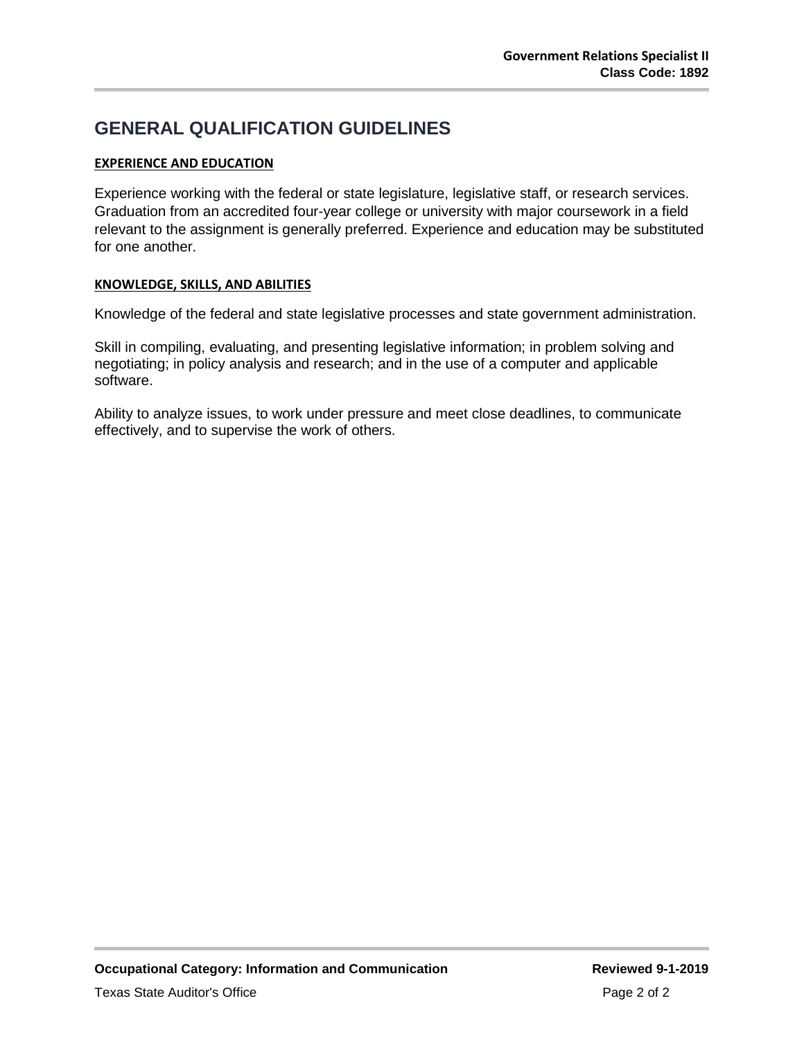## GENERAL QUALIFICATION GUIDELINES

### EXPERIENCE AND EDUCATION

Experience working with the federal or state legislature, legislative staff, or research services. Graduation from an accredited four-year college or university with major coursework in a field relevant to the assignment is generally preferred. Experience and education may be substituted for one another.

### KNOWLEDGE, SKILLS, AND ABILITIES

Knowledge of the federal and state legislative processes and state government administration.

Skill in compiling, evaluating, and presenting legislative information; in problem solving and negotiating; in policy analysis and research; and in the use of a computer and applicable software.

Ability to analyze issues, to work under pressure and meet close deadlines, to communicate effectively, and to supervise the work of others.